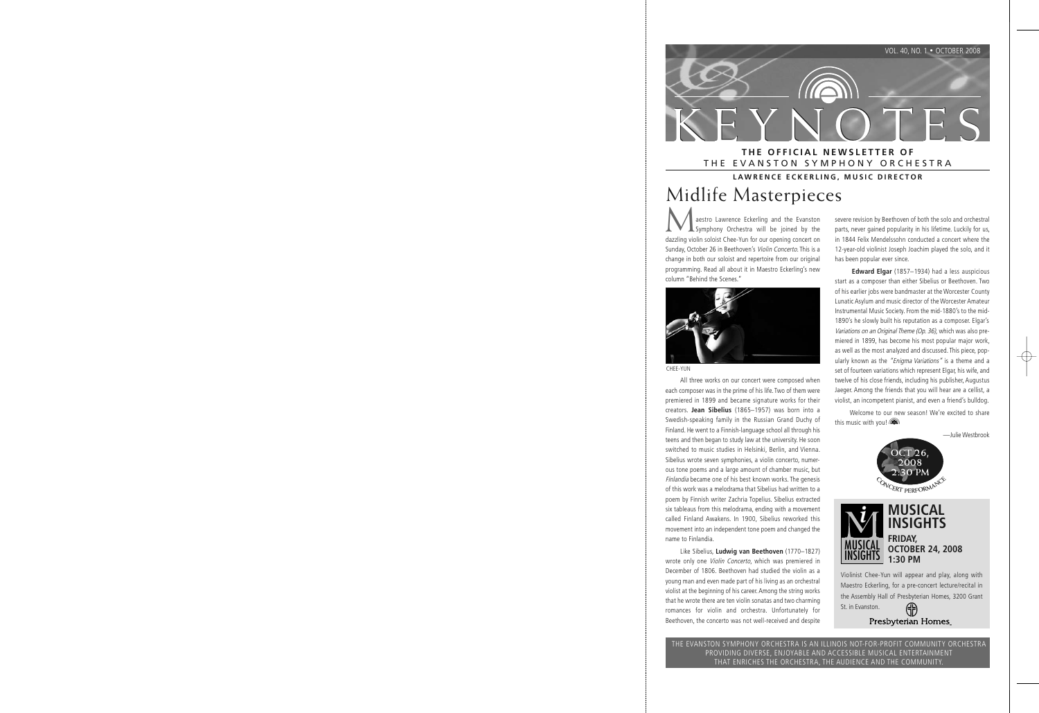VOL. 40, NO. 1 • OCTOBER 2008

# KEYNOTES

**THE OFFICIAL NEWSLETTER OF**
THE EVANSTON SYMPHONY ORCHESTRA

**LAWRENCE ECKERLING, MUSIC DIRECTOR**

## Midlife Masterpieces

Maestro Lawrence Eckerling and the Evanston Symphony Orchestra will be joined by the dazzling violin soloist Chee-Yun for our opening concert on Sunday, October 26 in Beethoven's *Violin Concerto*. This is a change in both our soloist and repertoire from our original programming. Read all about it in Maestro Eckerling's new column "Behind the Scenes."

CHEE-YUN

All three works on our concert were composed when each composer was in the prime of his life. Two of them were premiered in 1899 and became signature works for their creators. **Jean Sibelius** (1865–1957) was born into a Swedish-speaking family in the Russian Grand Duchy of Finland. He went to a Finnish-language school all through his teens and then began to study law at the university. He soon switched to music studies in Helsinki, Berlin, and Vienna. Sibelius wrote seven symphonies, a violin concerto, numerous tone poems and a large amount of chamber music, but *Finlandia* became one of his best known works. The genesis of this work was a melodrama that Sibelius had written to a poem by Finnish writer Zachria Topelius. Sibelius extracted six tableaus from this melodrama, ending with a movement called Finland Awakens. In 1900, Sibelius reworked this movement into an independent tone poem and changed the name to Finlandia.

Like Sibelius, **Ludwig van Beethoven** (1770–1827) wrote only one *Violin Concerto*, which was premiered in December of 1806. Beethoven had studied the violin as a young man and even made part of his living as an orchestral violist at the beginning of his career. Among the string works that he wrote there are ten violin sonatas and two charming romances for violin and orchestra. Unfortunately for Beethoven, the concerto was not well-received and despite severe revision by Beethoven of both the solo and orchestral parts, never gained popularity in his lifetime. Luckily for us, in 1844 Felix Mendelssohn conducted a concert where the 12-year-old violinist Joseph Joachim played the solo, and it has been popular ever since.

**Edward Elgar** (1857–1934) had a less auspicious start as a composer than either Sibelius or Beethoven. Two of his earlier jobs were bandmaster at the Worcester County Lunatic Asylum and music director of the Worcester Amateur Instrumental Music Society. From the mid-1880's to the mid-1890's he slowly built his reputation as a composer. Elgar's *Variations on an Original Theme (Op. 36)*, which was also premiered in 1899, has become his most popular major work, as well as the most analyzed and discussed. This piece, popularly known as the *"Enigma Variations"* is a theme and a set of fourteen variations which represent Elgar, his wife, and twelve of his close friends, including his publisher, Augustus Jaeger. Among the friends that you will hear are a cellist, a violist, an incompetent pianist, and even a friend's bulldog.

Welcome to our new season! We're excited to share this music with you!

—Julie Westbrook

OCT 26, 2008
2:30 PM
CONCERT PERFORMANCE

### MUSICAL INSIGHTS
**FRIDAY, OCTOBER 24, 2008**
**1:30 PM**

Violinist Chee-Yun will appear and play, along with Maestro Eckerling, for a pre-concert lecture/recital in the Assembly Hall of Presbyterian Homes, 3200 Grant St. in Evanston.

Presbyterian Homes

THE EVANSTON SYMPHONY ORCHESTRA IS AN ILLINOIS NOT-FOR-PROFIT COMMUNITY ORCHESTRA PROVIDING DIVERSE, ENJOYABLE AND ACCESSIBLE MUSICAL ENTERTAINMENT THAT ENRICHES THE ORCHESTRA, THE AUDIENCE AND THE COMMUNITY.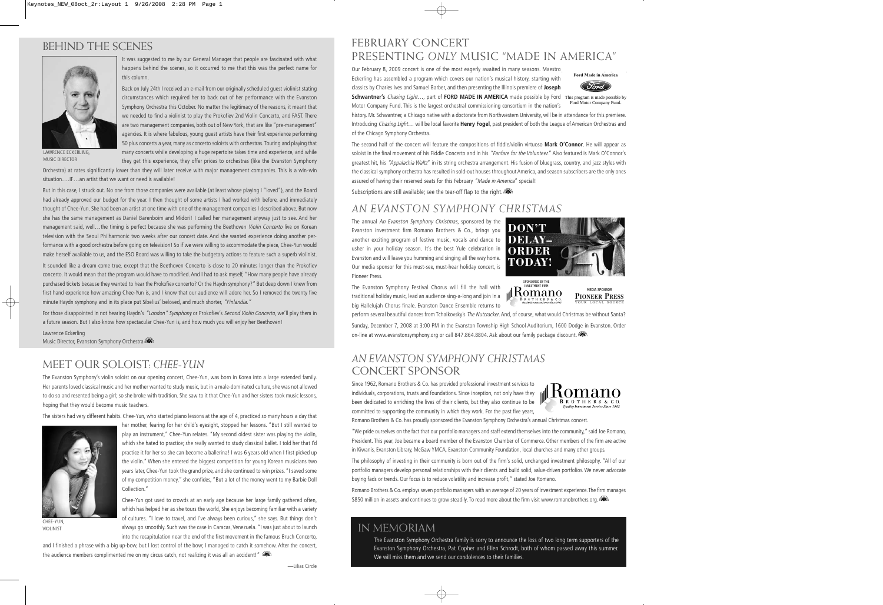## BEHIND THE SCENES

LAWRENCE ECKERLING, MUSIC DIRECTOR

It was suggested to me by our General Manager that people are fascinated with what happens behind the scenes, so it occurred to me that this was the perfect name for this column.

Back on July 24th I received an e-mail from our originally scheduled guest violinist stating circumstances which required her to back out of her performance with the Evanston Symphony Orchestra this October. No matter the legitimacy of the reasons, it meant that we needed to find a violinist to play the Prokofiev 2nd Violin Concerto, and FAST. There are two management companies, both out of New York, that are like "pre-management" agencies. It is where fabulous, young guest artists have their first experience performing 50 plus concerts a year, many as concerto soloists with orchestras. Touring and playing that many concerts while developing a huge repertoire takes time and experience, and while they get this experience, they offer prices to orchestras (like the Evanston Symphony Orchestra) at rates significantly lower than they will later receive with major management companies. This is a win-win situation….IF…an artist that we want or need is available!

But in this case, I struck out. No one from those companies were available (at least whose playing I "loved"), and the Board had already approved our budget for the year. I then thought of some artists I had worked with before, and immediately thought of Chee-Yun. She had been an artist at one time with one of the management companies I described above. But now she has the same management as Daniel Barenboim and Midori! I called her management anyway just to see. And her management said, well…the timing is perfect because she was performing the Beethoven *Violin Concerto* live on Korean television with the Seoul Philharmonic two weeks after our concert date. And she wanted experience doing another performance with a good orchestra before going on television! So if we were willing to accommodate the piece, Chee-Yun would make herself available to us, and the ESO Board was willing to take the budgetary actions to feature such a superb violinist.

It sounded like a dream come true, except that the Beethoven Concerto is close to 20 minutes longer than the Prokofiev concerto. It would mean that the program would have to modified. And I had to ask myself, "How many people have already purchased tickets because they wanted to hear the Prokofiev concerto? Or the Haydn symphony?" But deep down I knew from first hand experience how amazing Chee-Yun is, and I know that our audience will adore her. So I removed the twenty five minute Haydn symphony and in its place put Sibelius' beloved, and much shorter, *"Finlandia."*

For those disappointed in not hearing Haydn's *"London" Symphony* or Prokofiev's *Second Violin Concerto*, we'll play them in a future season. But I also know how spectacular Chee-Yun is, and how much you will enjoy her Beethoven!

Lawrence Eckerling
Music Director, Evanston Symphony Orchestra

## MEET OUR SOLOIST: *CHEE-YUN*

The Evanston Symphony's violin soloist on our opening concert, Chee-Yun, was born in Korea into a large extended family. Her parents loved classical music and her mother wanted to study music, but in a male-dominated culture, she was not allowed to do so and resented being a girl; so she broke with tradition. She saw to it that Chee-Yun and her sisters took music lessons, hoping that they would become music teachers.

The sisters had very different habits. Chee-Yun, who started piano lessons at the age of 4, practiced so many hours a day that her mother, fearing for her child's eyesight, stopped her lessons. "But I still wanted to play an instrument," Chee-Yun relates. "My second oldest sister was playing the violin, which she hated to practice; she really wanted to study classical ballet. I told her that I'd practice it for her so she can become a ballerina! I was 6 years old when I first picked up the violin." When she entered the biggest competition for young Korean musicians two years later, Chee-Yun took the grand prize, and she continued to win prizes. "I saved some of my competition money," she confides, "But a lot of the money went to my Barbie Doll Collection."

CHEE-YUN, VIOLINIST

Chee-Yun got used to crowds at an early age because her large family gathered often, which has helped her as she tours the world. She enjoys becoming familiar with a variety of cultures. "I love to travel, and I've always been curious," she says. But things don't always go smoothly. Such was the case in Caracas, Venezuela. "I was just about to launch into the recapitulation near the end of the first movement in the famous Bruch Concerto, and I finished a phrase with a big up-bow, but I lost control of the bow; I managed to catch it somehow. After the concert, the audience members complimented me on my circus catch, not realizing it was all an accident!"

—Lilias Circle

## FEBRUARY CONCERT PRESENTING *ONLY* MUSIC "MADE IN AMERICA"

Ford Made in America

This program is made possible by Ford Motor Company Fund.

Our February 8, 2009 concert is one of the most eagerly awaited in many seasons. Maestro Eckerling has assembled a program which covers our nation's musical history, starting with classics by Charles Ives and Samuel Barber, and then presenting the Illinois premiere of **Joseph Schwantner's** *Chasing Light…*, part of **FORD MADE IN AMERICA** made possible by Ford Motor Company Fund. This is the largest orchestral commissioning consortium in the nation's history. Mr. Schwantner, a Chicago native with a doctorate from Northwestern University, will be in attendance for this premiere. Introducing *Chasing Light…* will be local favorite **Henry Fogel**, past president of both the League of American Orchestras and of the Chicago Symphony Orchestra.

The second half of the concert will feature the compositions of fiddle/violin virtuoso **Mark O'Connor**. He will appear as soloist in the final movement of his Fiddle Concerto and in his *"Fanfare for the Volunteer."* Also featured is Mark O'Connor's greatest hit, his *"Appalachia Waltz"* in its string orchestra arrangement. His fusion of bluegrass, country, and jazz styles with the classical symphony orchestra has resulted in sold-out houses throughout America, and season subscribers are the only ones assured of having their reserved seats for this February *"Made in America"* special!

Subscriptions are still available; see the tear-off flap to the right.

## *AN EVANSTON SYMPHONY CHRISTMAS*

DON'T DELAY– ORDER TODAY!

SPONSORED BY THE INVESTMENT FIRM Romano Brothers & Co.

MEDIA SPONSOR Pioneer Press

The annual *An Evanston Symphony Christmas*, sponsored by the Evanston investment firm Romano Brothers & Co., brings you another exciting program of festive music, vocals and dance to usher in your holiday season. It's the best Yule celebration in Evanston and will leave you humming and singing all the way home. Our media sponsor for this must-see, must-hear holiday concert, is Pioneer Press.

The Evanston Symphony Festival Chorus will fill the hall with traditional holiday music, lead an audience sing-a-long and join in a big Hallelujah Chorus finale. Evanston Dance Ensemble returns to perform several beautiful dances from Tchaikovsky's *The Nutcracker*. And, of course, what would Christmas be without Santa?

Sunday, December 7, 2008 at 3:00 PM in the Evanston Township High School Auditorium, 1600 Dodge in Evanston. Order on-line at www.evanstonsymphony.org or call 847.864.8804. Ask about our family package discount.

## *AN EVANSTON SYMPHONY CHRISTMAS* CONCERT SPONSOR

Since 1962, Romano Brothers & Co. has provided professional investment services to individuals, corporations, trusts and foundations. Since inception, not only have they been dedicated to enriching the lives of their clients, but they also continue to be committed to supporting the community in which they work. For the past five years, Romano Brothers & Co. has proudly sponsored the Evanston Symphony Orchestra's annual Christmas concert.

"We pride ourselves on the fact that our portfolio managers and staff extend themselves into the community," said Joe Romano, President. This year, Joe became a board member of the Evanston Chamber of Commerce. Other members of the firm are active in Kiwanis, Evanston Library, McGaw YMCA, Evanston Community Foundation, local churches and many other groups.

The philosophy of investing in their community is born out of the firm's solid, unchanged investment philosophy. "All of our portfolio managers develop personal relationships with their clients and build solid, value-driven portfolios. We never advocate buying fads or trends. Our focus is to reduce volatility and increase profit," stated Joe Romano.

Romano Brothers & Co. employs seven portfolio managers with an average of 20 years of investment experience. The firm manages $850 million in assets and continues to grow steadily. To read more about the firm visit www.romanobrothers.org.

## IN MEMORIAM

The Evanston Symphony Orchestra family is sorry to announce the loss of two long term supporters of the Evanston Symphony Orchestra, Pat Copher and Ellen Schrodt, both of whom passed away this summer. We will miss them and we send our condolences to their families.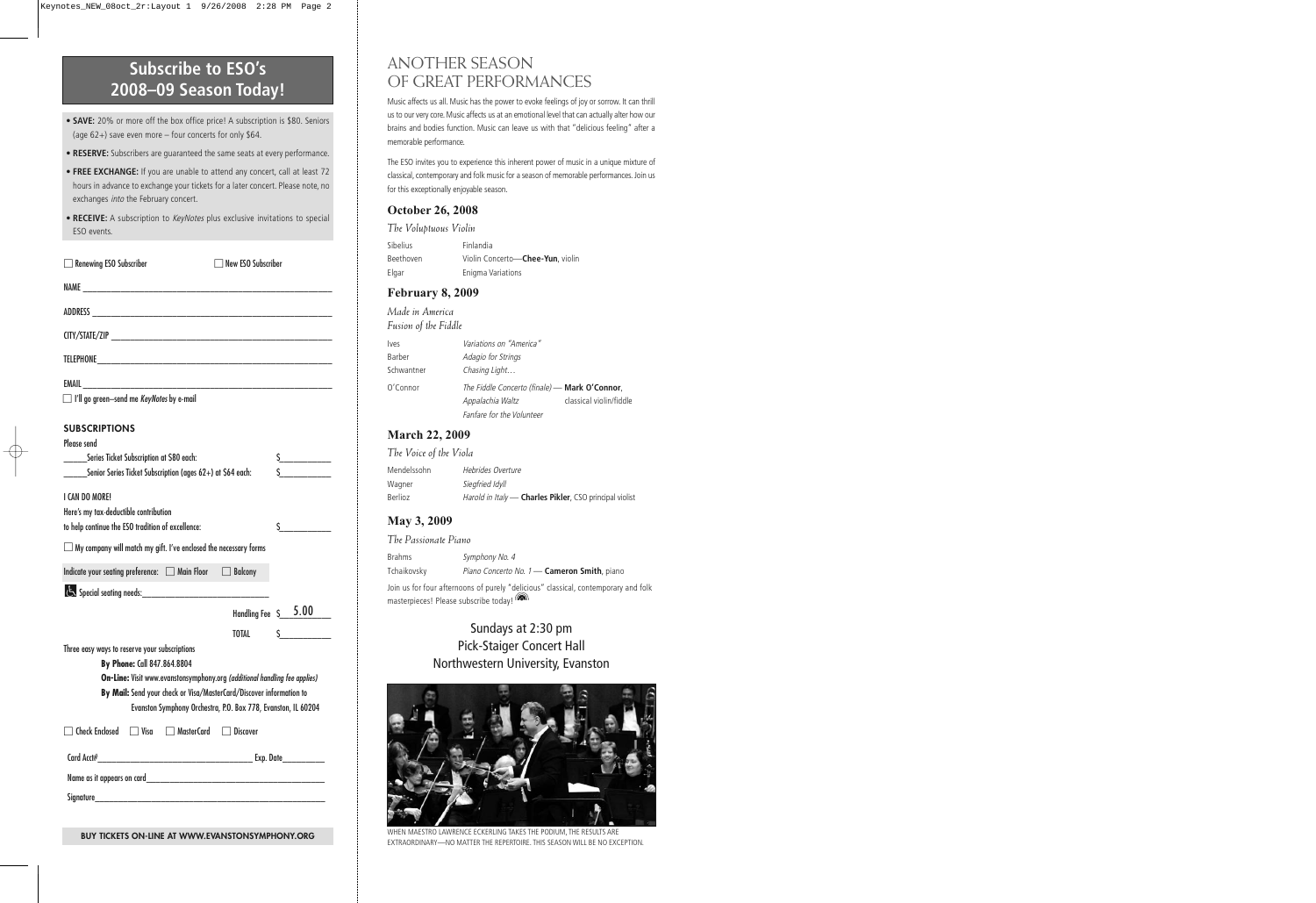## Subscribe to ESO's 2008–09 Season Today!

- **SAVE:** 20% or more off the box office price! A subscription is $80. Seniors (age 62+) save even more – four concerts for only $64.
- **RESERVE:** Subscribers are guaranteed the same seats at every performance.
- **FREE EXCHANGE:** If you are unable to attend any concert, call at least 72 hours in advance to exchange your tickets for a later concert. Please note, no exchanges *into* the February concert.
- **RECEIVE:** A subscription to *KeyNotes* plus exclusive invitations to special ESO events.

☐ Renewing ESO Subscriber ☐ New ESO Subscriber

NAME ___________________________

ADDRESS ___________________________

CITY/STATE/ZIP ___________________________

TELEPHONE ___________________________

EMAIL ___________________________

☐ I'll go green–send me *KeyNotes* by e-mail

**SUBSCRIPTIONS**

Please send

_____Series Ticket Subscription at $80 each: $_________

_____Senior Series Ticket Subscription (ages 62+) at $64 each: $_________

I CAN DO MORE!

Here's my tax-deductible contribution to help continue the ESO tradition of excellence: $_________

☐ My company will match my gift. I've enclosed the necessary forms

Indicate your seating preference: ☐ Main Floor ☐ Balcony

♿ Special seating needs:_______________

Handling Fee $ 5.00

TOTAL $_________

Three easy ways to reserve your subscriptions

**By Phone:** Call 847.864.8804

**On-Line:** Visit www.evanstonsymphony.org *(additional handling fee applies)*

**By Mail:** Send your check or Visa/MasterCard/Discover information to Evanston Symphony Orchestra, P.O. Box 778, Evanston, IL 60204

☐ Check Enclosed ☐ Visa ☐ MasterCard ☐ Discover

Card Acct#___________________ Exp. Date_________

Name as it appears on card___________________

Signature___________________

BUY TICKETS ON-LINE AT WWW.EVANSTONSYMPHONY.ORG

# ANOTHER SEASON OF GREAT PERFORMANCES

Music affects us all. Music has the power to evoke feelings of joy or sorrow. It can thrill us to our very core. Music affects us at an emotional level that can actually alter how our brains and bodies function. Music can leave us with that "delicious feeling" after a memorable performance.

The ESO invites you to experience this inherent power of music in a unique mixture of classical, contemporary and folk music for a season of memorable performances. Join us for this exceptionally enjoyable season.

### October 26, 2008

*The Voluptuous Violin*

| | |
|---|---|
| Sibelius | Finlandia |
| Beethoven | Violin Concerto—**Chee-Yun**, violin |
| Elgar | Enigma Variations |

### February 8, 2009

*Made in America*
*Fusion of the Fiddle*

| | |
|---|---|
| Ives | *Variations on "America"* |
| Barber | *Adagio for Strings* |
| Schwantner | *Chasing Light…* |
| O'Connor | *The Fiddle Concerto (finale)* — **Mark O'Connor**, classical violin/fiddle |
| | *Appalachia Waltz* |
| | *Fanfare for the Volunteer* |

### March 22, 2009

*The Voice of the Viola*

| | |
|---|---|
| Mendelssohn | *Hebrides Overture* |
| Wagner | *Siegfried Idyll* |
| Berlioz | *Harold in Italy* — **Charles Pikler**, CSO principal violist |

### May 3, 2009

*The Passionate Piano*

| | |
|---|---|
| Brahms | *Symphony No. 4* |
| Tchaikovsky | *Piano Concerto No. 1* — **Cameron Smith**, piano |

Join us for four afternoons of purely "delicious" classical, contemporary and folk masterpieces! Please subscribe today!

Sundays at 2:30 pm
Pick-Staiger Concert Hall
Northwestern University, Evanston

WHEN MAESTRO LAWRENCE ECKERLING TAKES THE PODIUM, THE RESULTS ARE EXTRAORDINARY—NO MATTER THE REPERTOIRE. THIS SEASON WILL BE NO EXCEPTION.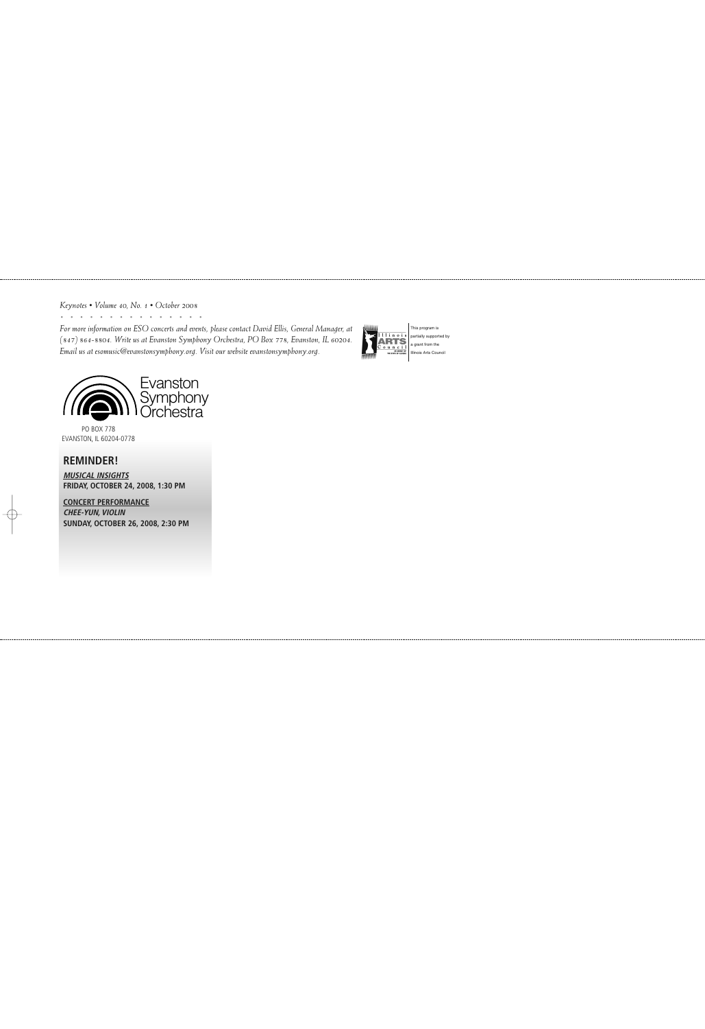*Keynotes • Volume 40, No. 1 • October 2008*

*For more information on ESO concerts and events, please contact David Ellis, General Manager, at (847) 864-8804. Write us at Evanston Symphony Orchestra, PO Box 778, Evanston, IL 60204. Email us at esomusic@evanstonsymphony.org. Visit our website evanstonsymphony.org.*

This program is partially supported by a grant from the Illinois Arts Council

Evanston Symphony Orchestra

PO BOX 778
EVANSTON, IL 60204-0778

## REMINDER!

***MUSICAL INSIGHTS***
**FRIDAY, OCTOBER 24, 2008, 1:30 PM**

**CONCERT PERFORMANCE**
***CHEE-YUN, VIOLIN***
**SUNDAY, OCTOBER 26, 2008, 2:30 PM**